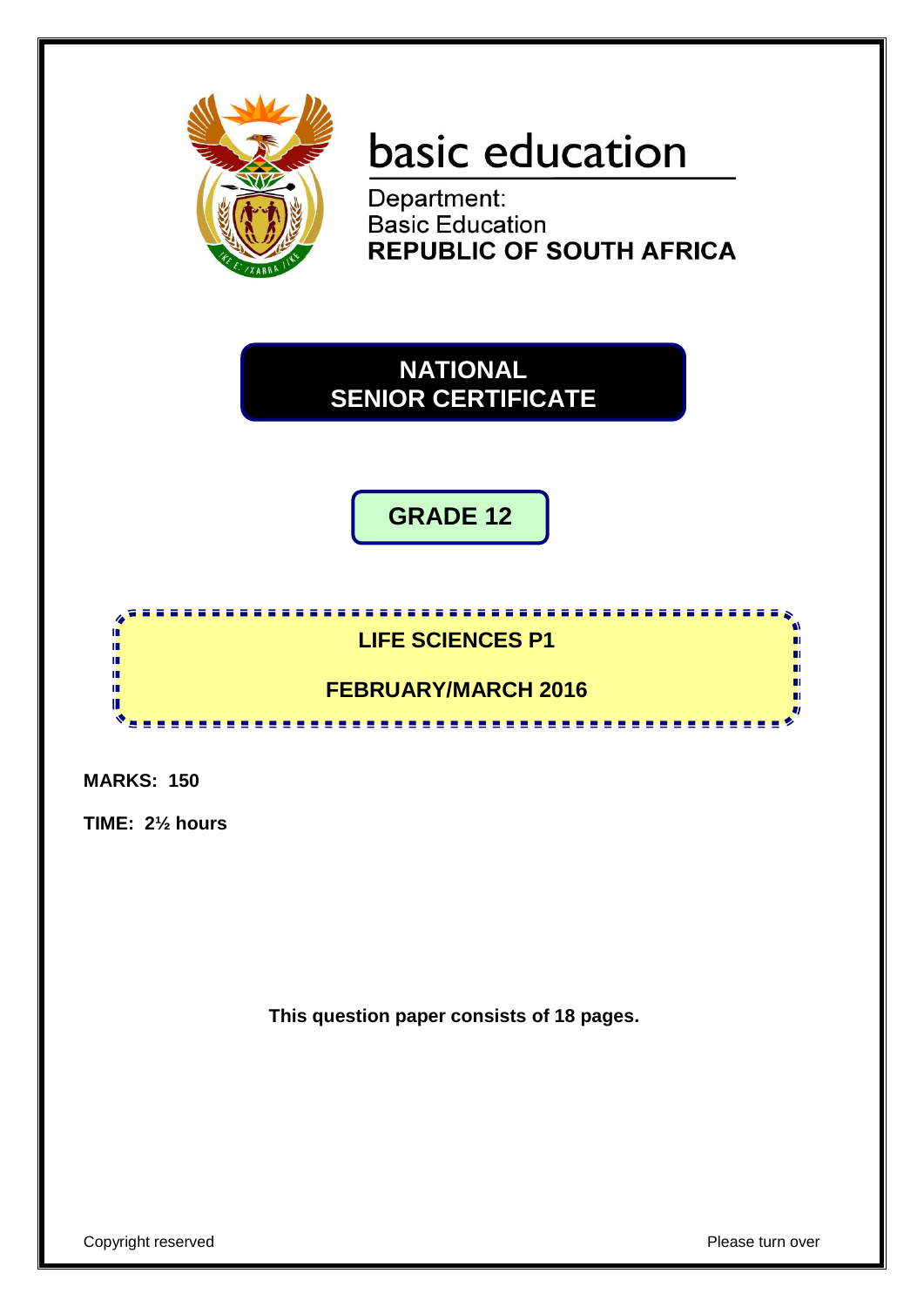basic education

Department:
Basic Education
**REPUBLIC OF SOUTH AFRICA**

# NATIONAL SENIOR CERTIFICATE

## GRADE 12

## LIFE SCIENCES P1

## FEBRUARY/MARCH 2016

**MARKS: 150**

**TIME: 2½ hours**

**This question paper consists of 18 pages.**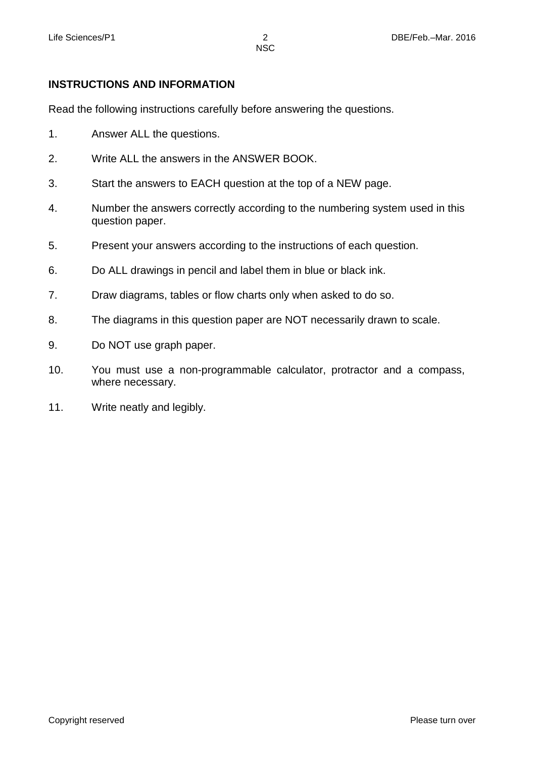## INSTRUCTIONS AND INFORMATION

Read the following instructions carefully before answering the questions.

1. Answer ALL the questions.
2. Write ALL the answers in the ANSWER BOOK.
3. Start the answers to EACH question at the top of a NEW page.
4. Number the answers correctly according to the numbering system used in this question paper.
5. Present your answers according to the instructions of each question.
6. Do ALL drawings in pencil and label them in blue or black ink.
7. Draw diagrams, tables or flow charts only when asked to do so.
8. The diagrams in this question paper are NOT necessarily drawn to scale.
9. Do NOT use graph paper.
10. You must use a non-programmable calculator, protractor and a compass, where necessary.
11. Write neatly and legibly.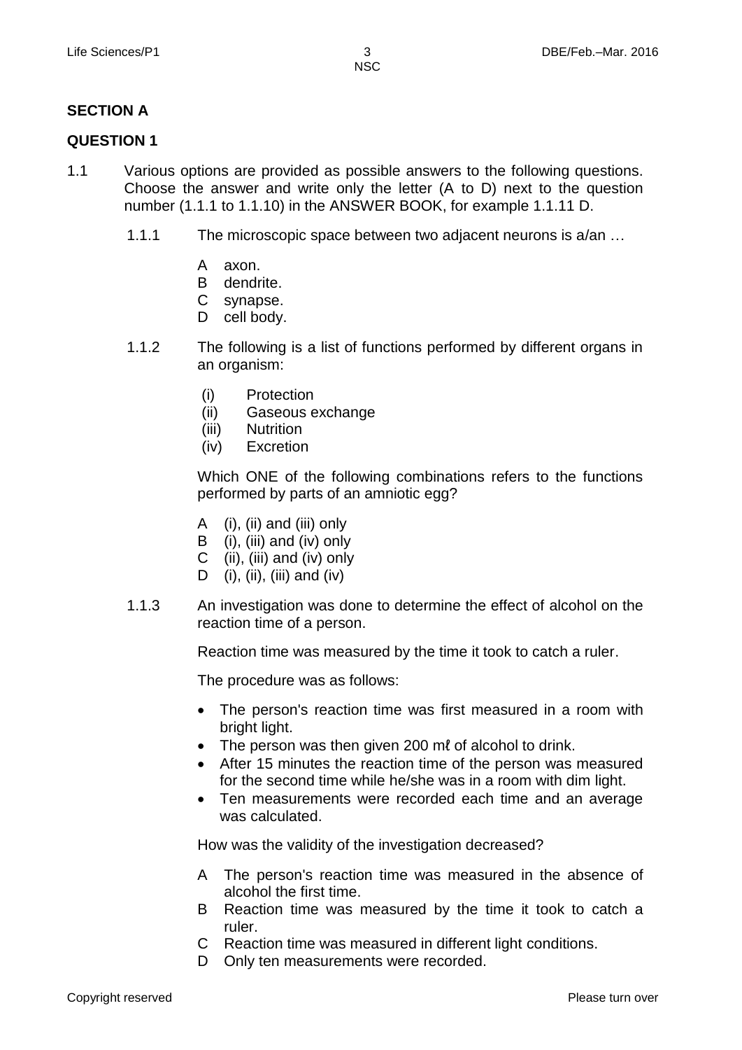## SECTION A

## QUESTION 1

1.1 Various options are provided as possible answers to the following questions. Choose the answer and write only the letter (A to D) next to the question number (1.1.1 to 1.1.10) in the ANSWER BOOK, for example 1.1.11 D.

1.1.1 The microscopic space between two adjacent neurons is a/an …

A axon.
B dendrite.
C synapse.
D cell body.

1.1.2 The following is a list of functions performed by different organs in an organism:

(i) Protection
(ii) Gaseous exchange
(iii) Nutrition
(iv) Excretion

Which ONE of the following combinations refers to the functions performed by parts of an amniotic egg?

A (i), (ii) and (iii) only
B (i), (iii) and (iv) only
C (ii), (iii) and (iv) only
D (i), (ii), (iii) and (iv)

1.1.3 An investigation was done to determine the effect of alcohol on the reaction time of a person.

Reaction time was measured by the time it took to catch a ruler.

The procedure was as follows:

- The person's reaction time was first measured in a room with bright light.
- The person was then given 200 mℓ of alcohol to drink.
- After 15 minutes the reaction time of the person was measured for the second time while he/she was in a room with dim light.
- Ten measurements were recorded each time and an average was calculated.

How was the validity of the investigation decreased?

A The person's reaction time was measured in the absence of alcohol the first time.
B Reaction time was measured by the time it took to catch a ruler.
C Reaction time was measured in different light conditions.
D Only ten measurements were recorded.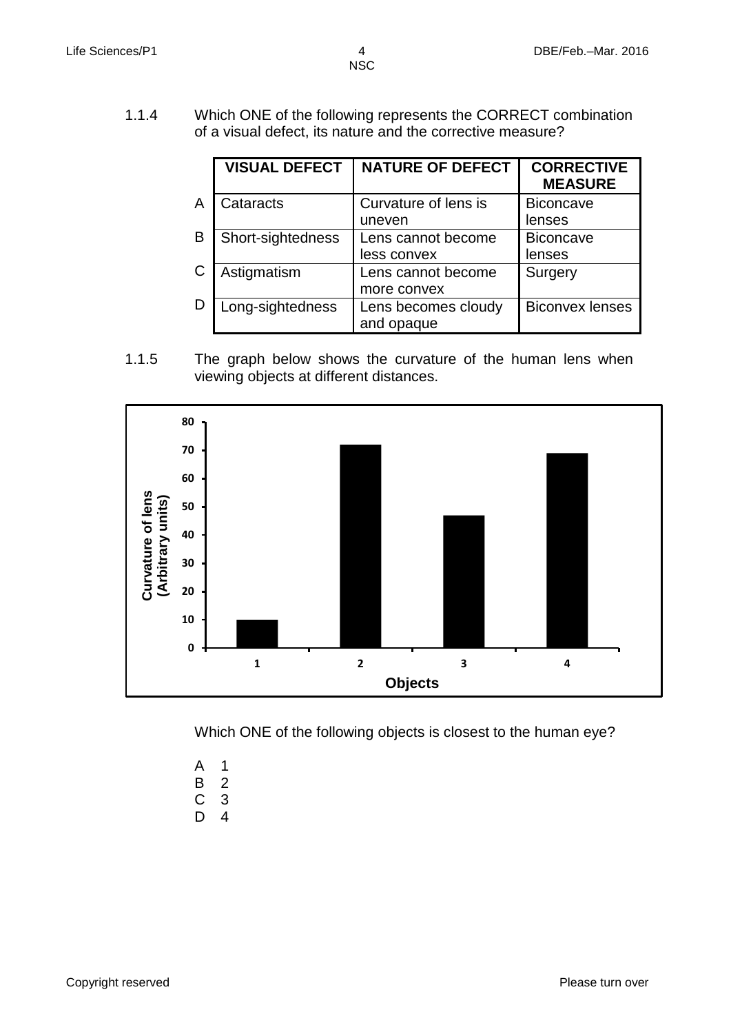1.1.4 Which ONE of the following represents the CORRECT combination of a visual defect, its nature and the corrective measure?

| | VISUAL DEFECT | NATURE OF DEFECT | CORRECTIVE MEASURE |
|---|---|---|---|
| A | Cataracts | Curvature of lens is uneven | Biconcave lenses |
| B | Short-sightedness | Lens cannot become less convex | Biconcave lenses |
| C | Astigmatism | Lens cannot become more convex | Surgery |
| D | Long-sightedness | Lens becomes cloudy and opaque | Biconvex lenses |

1.1.5 The graph below shows the curvature of the human lens when viewing objects at different distances.

| Objects | Curvature of lens (Arbitrary units) |
|---|---|
| 1 | 10 |
| 2 | 72 |
| 3 | 47 |
| 4 | 69 |

Which ONE of the following objects is closest to the human eye?

A 1
B 2
C 3
D 4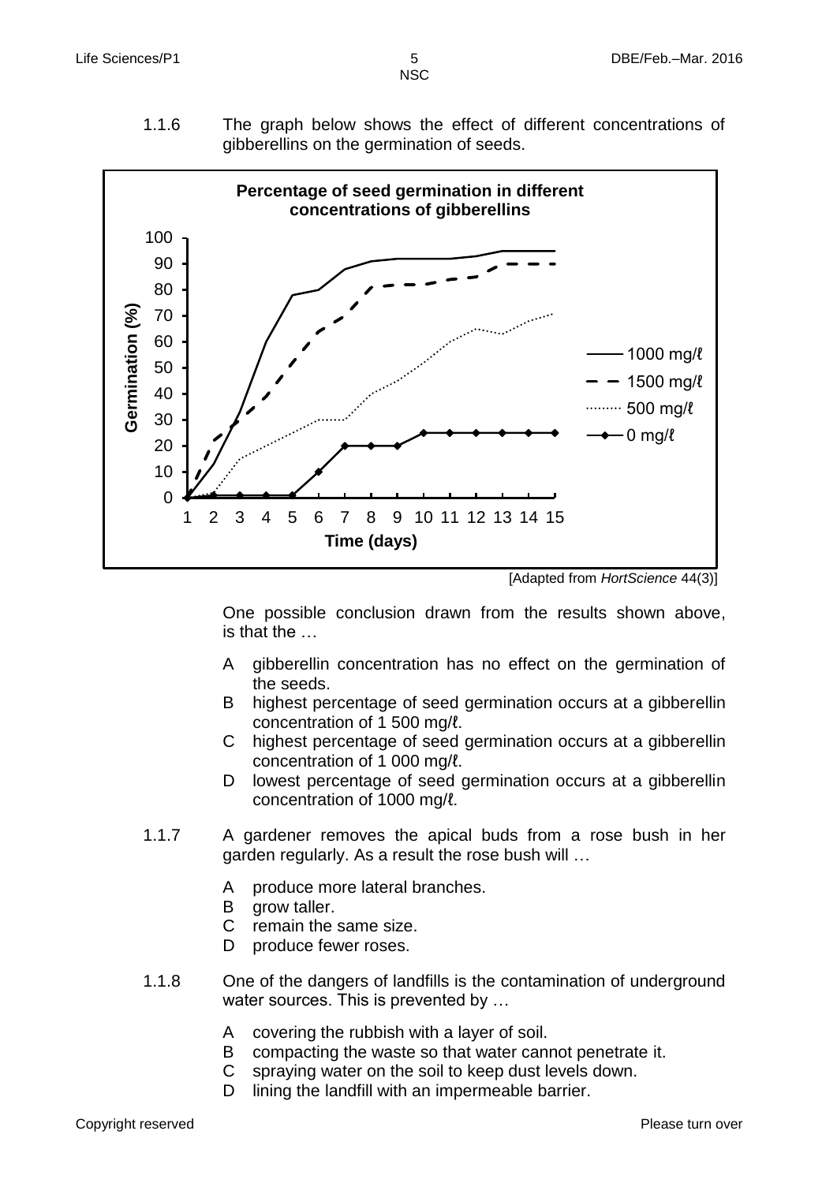1.1.6 The graph below shows the effect of different concentrations of gibberellins on the germination of seeds.

**Percentage of seed germination in different concentrations of gibberellins**

[Adapted from *HortScience* 44(3)]

One possible conclusion drawn from the results shown above, is that the …

A gibberellin concentration has no effect on the germination of the seeds.
B highest percentage of seed germination occurs at a gibberellin concentration of 1 500 mg/ℓ.
C highest percentage of seed germination occurs at a gibberellin concentration of 1 000 mg/ℓ.
D lowest percentage of seed germination occurs at a gibberellin concentration of 1000 mg/ℓ.

1.1.7 A gardener removes the apical buds from a rose bush in her garden regularly. As a result the rose bush will …

A produce more lateral branches.
B grow taller.
C remain the same size.
D produce fewer roses.

1.1.8 One of the dangers of landfills is the contamination of underground water sources. This is prevented by …

A covering the rubbish with a layer of soil.
B compacting the waste so that water cannot penetrate it.
C spraying water on the soil to keep dust levels down.
D lining the landfill with an impermeable barrier.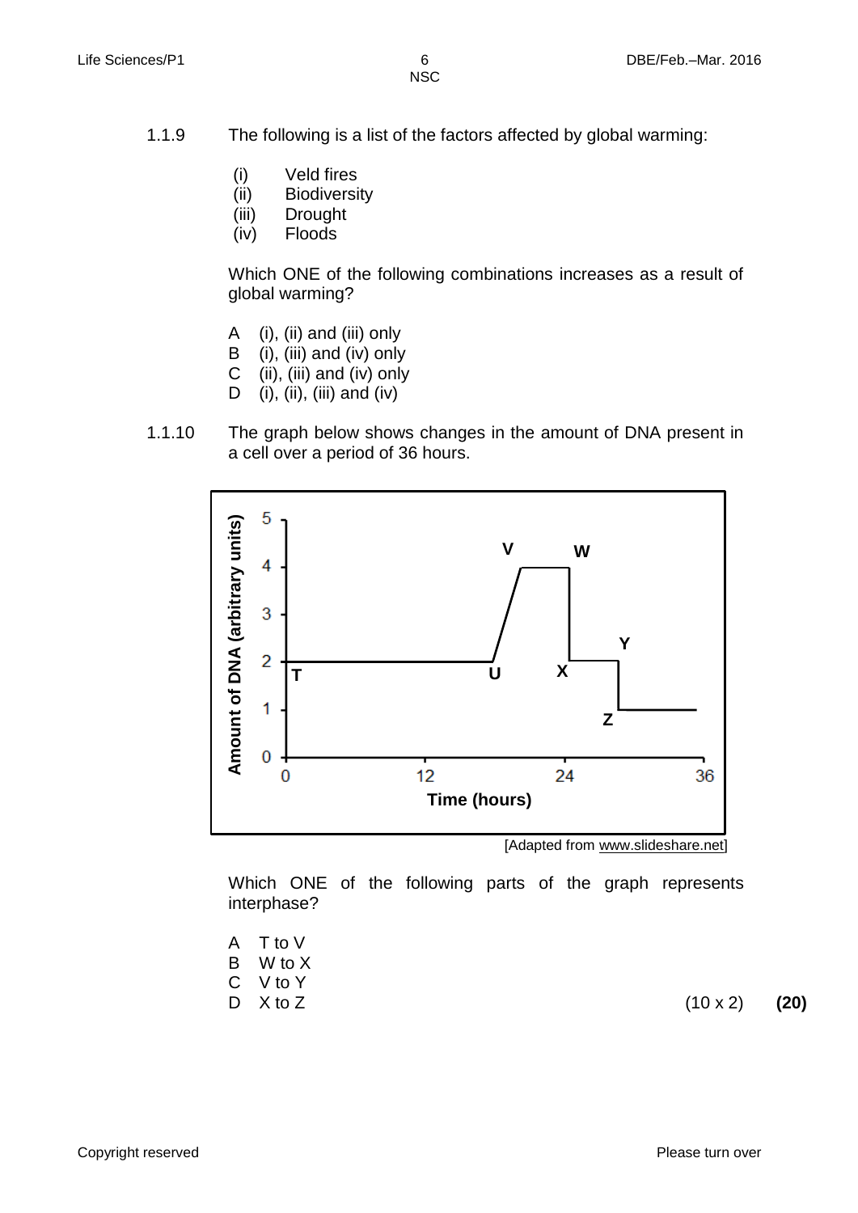1.1.9 The following is a list of the factors affected by global warming:

(i) Veld fires
(ii) Biodiversity
(iii) Drought
(iv) Floods

Which ONE of the following combinations increases as a result of global warming?

A (i), (ii) and (iii) only
B (i), (iii) and (iv) only
C (ii), (iii) and (iv) only
D (i), (ii), (iii) and (iv)

1.1.10 The graph below shows changes in the amount of DNA present in a cell over a period of 36 hours.

[Adapted from www.slideshare.net]

Which ONE of the following parts of the graph represents interphase?

A T to V
B W to X
C V to Y
D X to Z

(10 x 2) **(20)**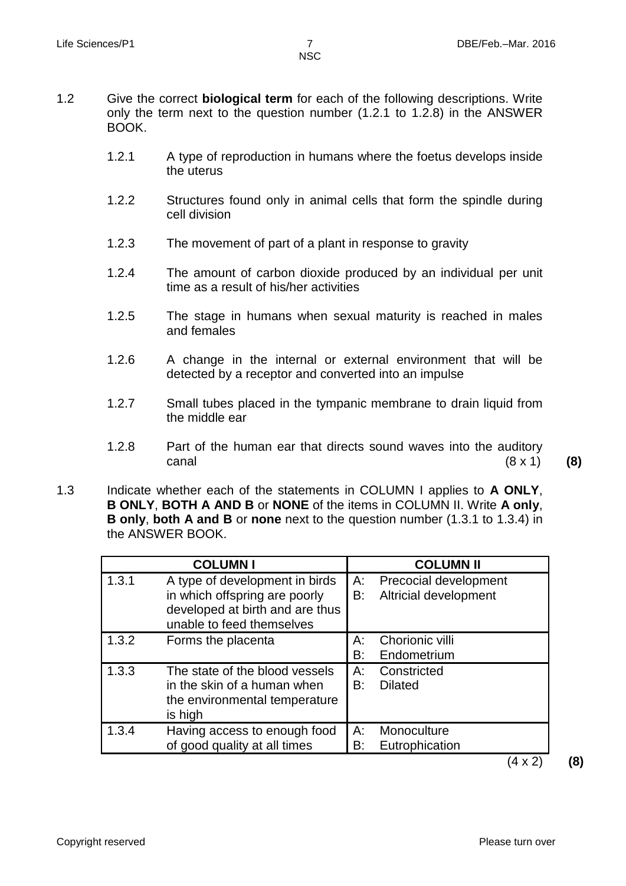1.2 Give the correct **biological term** for each of the following descriptions. Write only the term next to the question number (1.2.1 to 1.2.8) in the ANSWER BOOK.

1.2.1 A type of reproduction in humans where the foetus develops inside the uterus

1.2.2 Structures found only in animal cells that form the spindle during cell division

1.2.3 The movement of part of a plant in response to gravity

1.2.4 The amount of carbon dioxide produced by an individual per unit time as a result of his/her activities

1.2.5 The stage in humans when sexual maturity is reached in males and females

1.2.6 A change in the internal or external environment that will be detected by a receptor and converted into an impulse

1.2.7 Small tubes placed in the tympanic membrane to drain liquid from the middle ear

1.2.8 Part of the human ear that directs sound waves into the auditory canal (8 x 1) **(8)**

1.3 Indicate whether each of the statements in COLUMN I applies to **A ONLY**, **B ONLY**, **BOTH A AND B** or **NONE** of the items in COLUMN II. Write **A only**, **B only**, **both A and B** or **none** next to the question number (1.3.1 to 1.3.4) in the ANSWER BOOK.

| COLUMN I | | COLUMN II |
|---|---|---|
| 1.3.1 | A type of development in birds in which offspring are poorly developed at birth and are thus unable to feed themselves | A: Precocial development<br>B: Altricial development |
| 1.3.2 | Forms the placenta | A: Chorionic villi<br>B: Endometrium |
| 1.3.3 | The state of the blood vessels in the skin of a human when the environmental temperature is high | A: Constricted<br>B: Dilated |
| 1.3.4 | Having access to enough food of good quality at all times | A: Monoculture<br>B: Eutrophication |

(4 x 2) **(8)**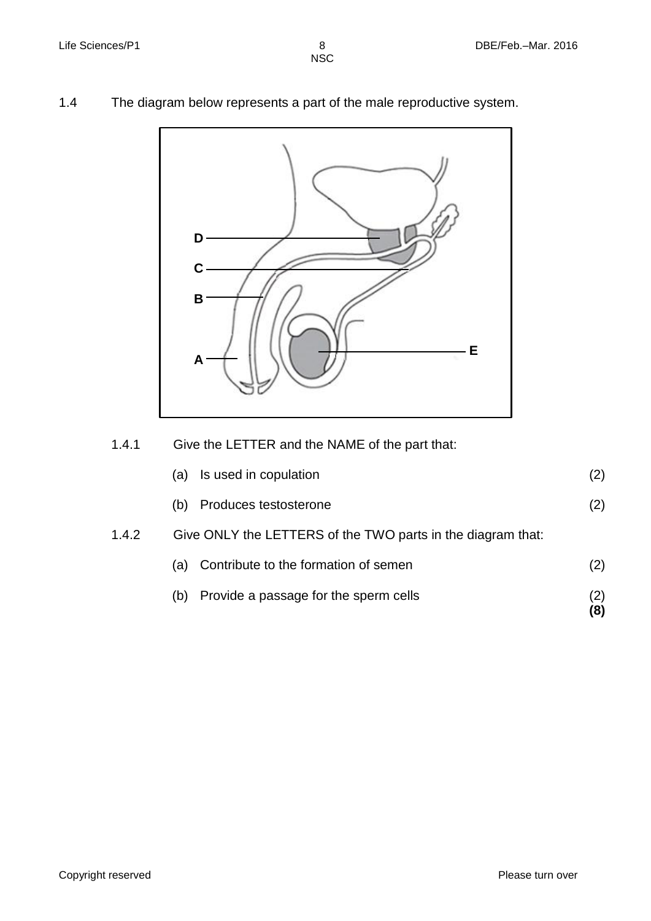1.4 The diagram below represents a part of the male reproductive system.

D
C
B
E
A

1.4.1 Give the LETTER and the NAME of the part that:

(a) Is used in copulation (2)

(b) Produces testosterone (2)

1.4.2 Give ONLY the LETTERS of the TWO parts in the diagram that:

(a) Contribute to the formation of semen (2)

(b) Provide a passage for the sperm cells (2)
**(8)**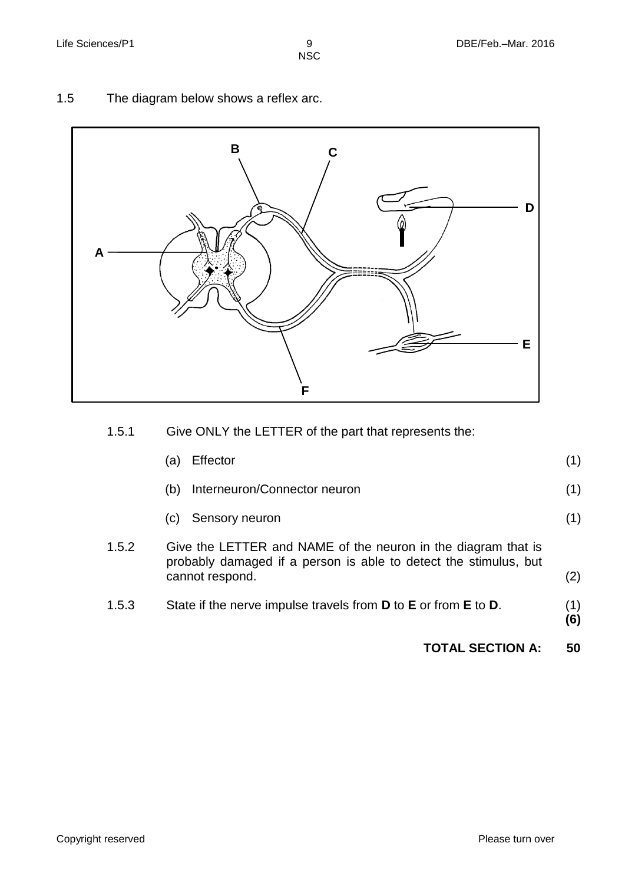1.5 The diagram below shows a reflex arc.

1.5.1 Give ONLY the LETTER of the part that represents the:

(a) Effector (1)

(b) Interneuron/Connector neuron (1)

(c) Sensory neuron (1)

1.5.2 Give the LETTER and NAME of the neuron in the diagram that is probably damaged if a person is able to detect the stimulus, but cannot respond. (2)

1.5.3 State if the nerve impulse travels from **D** to **E** or from **E** to **D**. (1)
**(6)**

**TOTAL SECTION A: 50**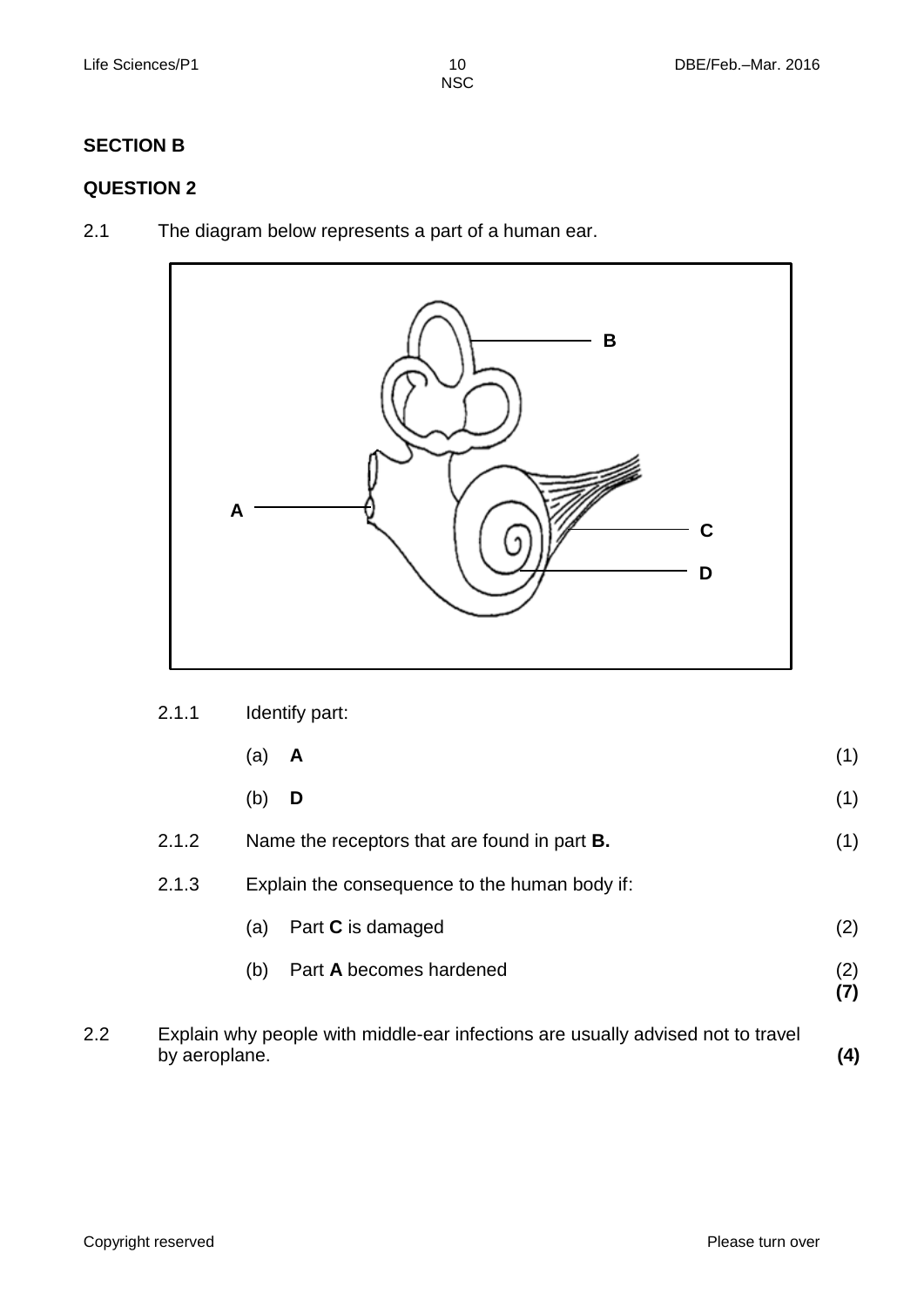## SECTION B

## QUESTION 2

2.1 The diagram below represents a part of a human ear.

B

A

C

D

2.1.1 Identify part:

(a) **A** (1)

(b) **D** (1)

2.1.2 Name the receptors that are found in part **B.** (1)

2.1.3 Explain the consequence to the human body if:

(a) Part **C** is damaged (2)

(b) Part **A** becomes hardened (2)
**(7)**

2.2 Explain why people with middle-ear infections are usually advised not to travel by aeroplane. **(4)**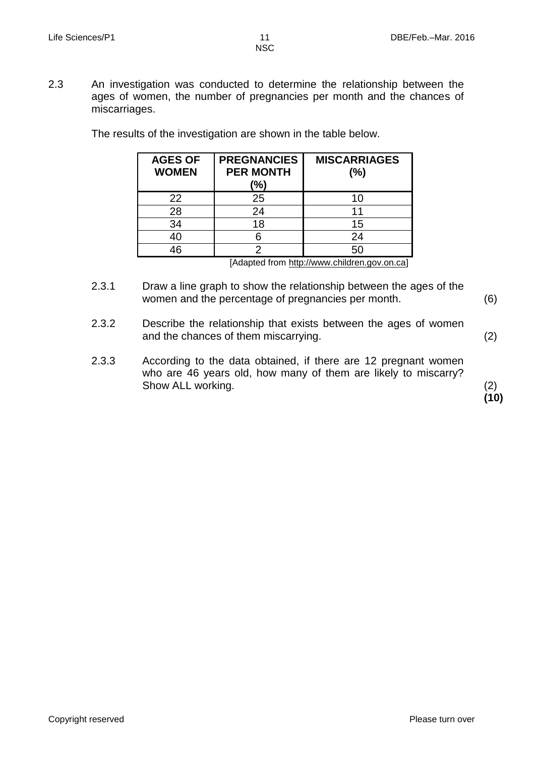2.3 An investigation was conducted to determine the relationship between the ages of women, the number of pregnancies per month and the chances of miscarriages.

The results of the investigation are shown in the table below.

| AGES OF WOMEN | PREGNANCIES PER MONTH (%) | MISCARRIAGES (%) |
|---|---|---|
| 22 | 25 | 10 |
| 28 | 24 | 11 |
| 34 | 18 | 15 |
| 40 | 6 | 24 |
| 46 | 2 | 50 |

[Adapted from http://www.children.gov.on.ca]

2.3.1 Draw a line graph to show the relationship between the ages of the women and the percentage of pregnancies per month. (6)

2.3.2 Describe the relationship that exists between the ages of women and the chances of them miscarrying. (2)

2.3.3 According to the data obtained, if there are 12 pregnant women who are 46 years old, how many of them are likely to miscarry? Show ALL working. (2)

**(10)**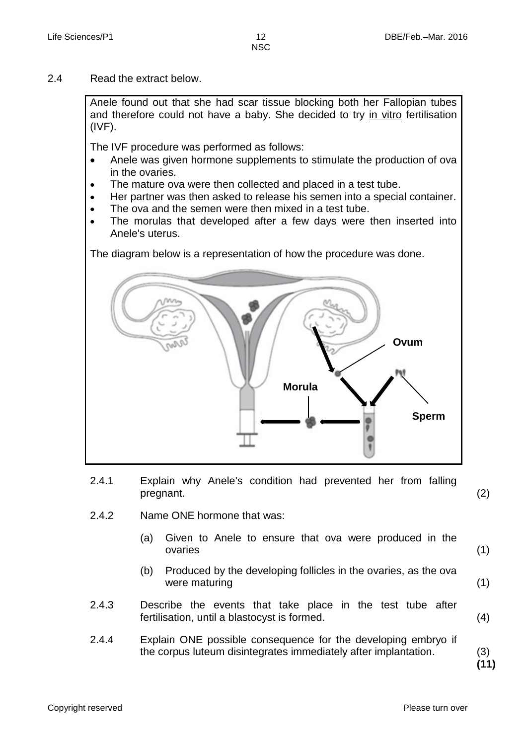2.4 Read the extract below.

Anele found out that she had scar tissue blocking both her Fallopian tubes and therefore could not have a baby. She decided to try <u>in vitro</u> fertilisation (IVF).

The IVF procedure was performed as follows:

- Anele was given hormone supplements to stimulate the production of ova in the ovaries.
- The mature ova were then collected and placed in a test tube.
- Her partner was then asked to release his semen into a special container.
- The ova and the semen were then mixed in a test tube.
- The morulas that developed after a few days were then inserted into Anele's uterus.

The diagram below is a representation of how the procedure was done.

Ovum

Morula

Sperm

2.4.1 Explain why Anele's condition had prevented her from falling pregnant. (2)

2.4.2 Name ONE hormone that was:

(a) Given to Anele to ensure that ova were produced in the ovaries (1)

(b) Produced by the developing follicles in the ovaries, as the ova were maturing (1)

2.4.3 Describe the events that take place in the test tube after fertilisation, until a blastocyst is formed. (4)

2.4.4 Explain ONE possible consequence for the developing embryo if the corpus luteum disintegrates immediately after implantation. (3)

**(11)**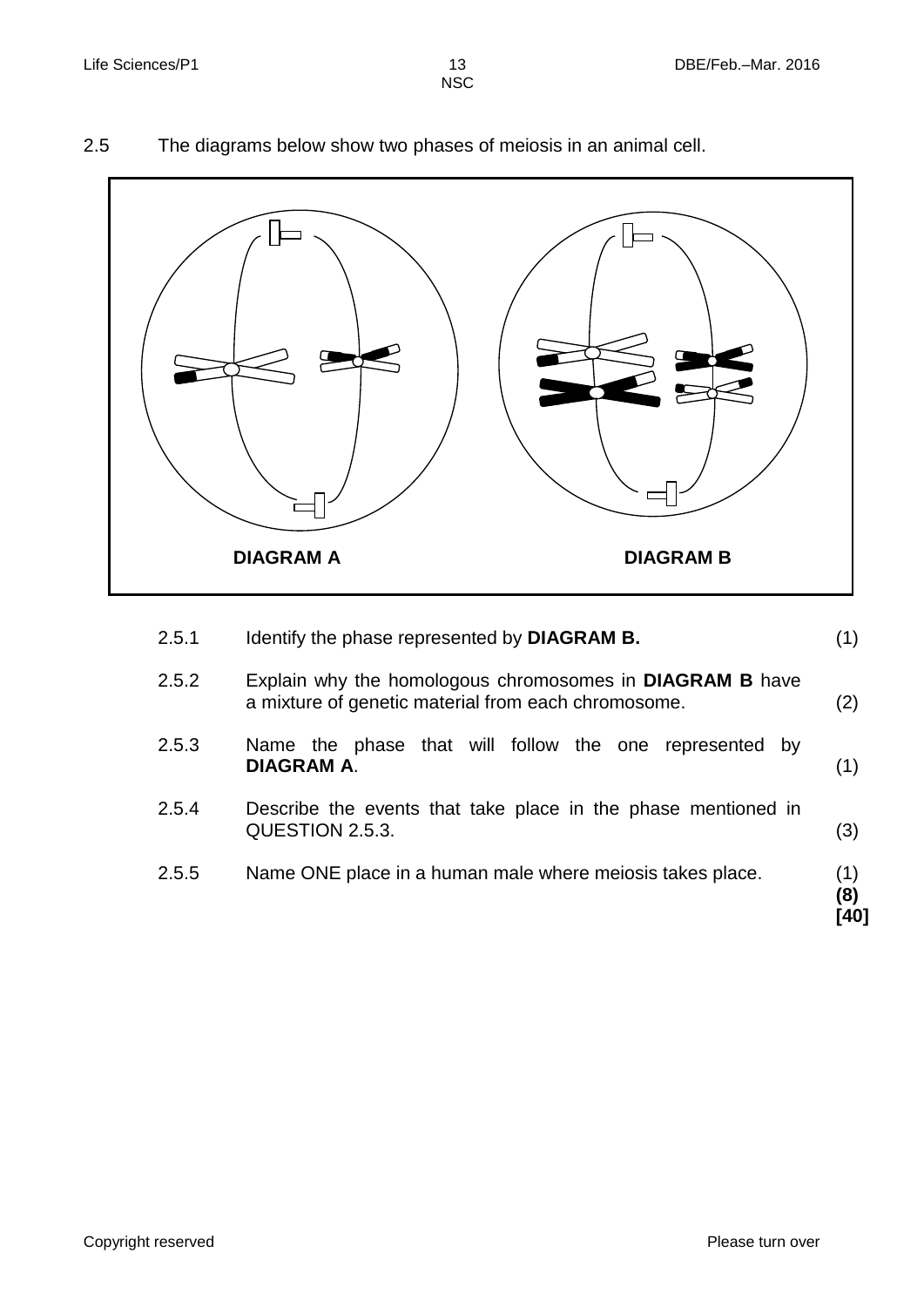2.5 The diagrams below show two phases of meiosis in an animal cell.

DIAGRAM A DIAGRAM B

| | | |
|---|---|---|
| 2.5.1 | Identify the phase represented by **DIAGRAM B.** | (1) |
| 2.5.2 | Explain why the homologous chromosomes in **DIAGRAM B** have a mixture of genetic material from each chromosome. | (2) |
| 2.5.3 | Name the phase that will follow the one represented by **DIAGRAM A**. | (1) |
| 2.5.4 | Describe the events that take place in the phase mentioned in QUESTION 2.5.3. | (3) |
| 2.5.5 | Name ONE place in a human male where meiosis takes place. | (1) **(8)** **[40]** |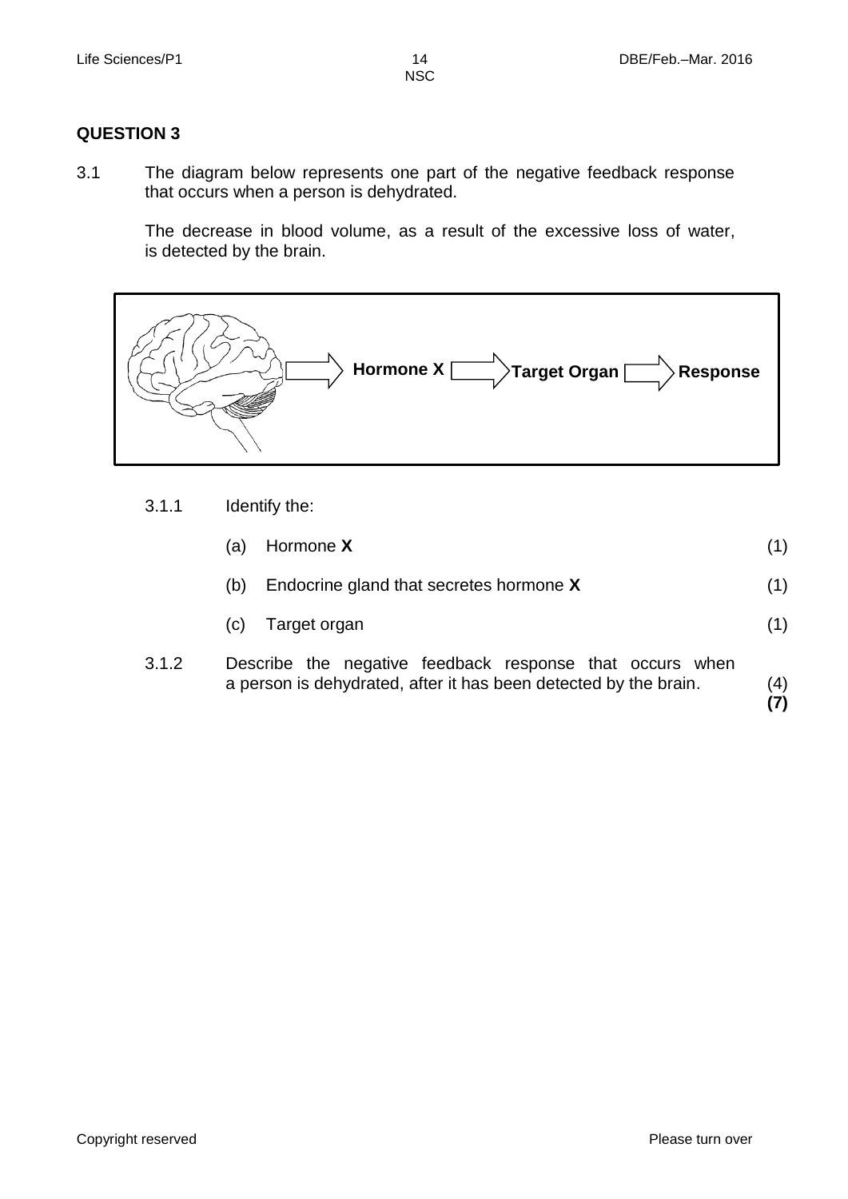## QUESTION 3

3.1 The diagram below represents one part of the negative feedback response that occurs when a person is dehydrated.

The decrease in blood volume, as a result of the excessive loss of water, is detected by the brain.

**Hormone X** → **Target Organ** → **Response**

3.1.1 Identify the:

(a) Hormone **X** (1)

(b) Endocrine gland that secretes hormone **X** (1)

(c) Target organ (1)

3.1.2 Describe the negative feedback response that occurs when a person is dehydrated, after it has been detected by the brain. (4)

**(7)**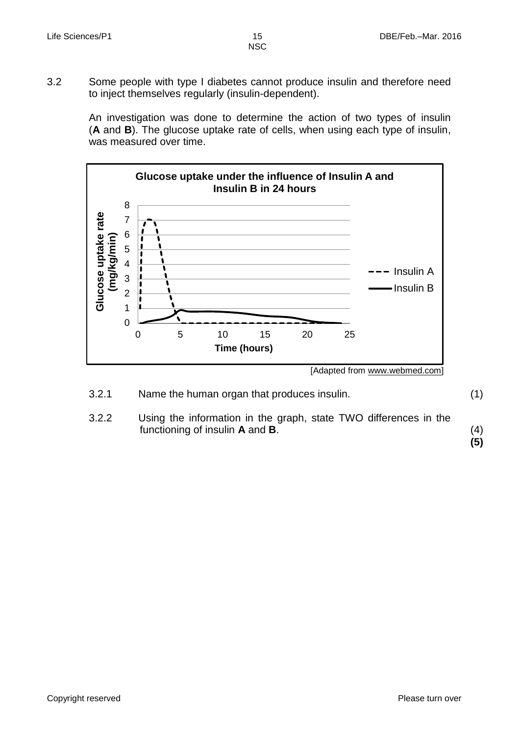3.2 Some people with type I diabetes cannot produce insulin and therefore need to inject themselves regularly (insulin-dependent).

An investigation was done to determine the action of two types of insulin (**A** and **B**). The glucose uptake rate of cells, when using each type of insulin, was measured over time.

**Glucose uptake under the influence of Insulin A and Insulin B in 24 hours**

[Adapted from www.webmed.com]

3.2.1 Name the human organ that produces insulin. (1)

3.2.2 Using the information in the graph, state TWO differences in the functioning of insulin **A** and **B**. (4)

**(5)**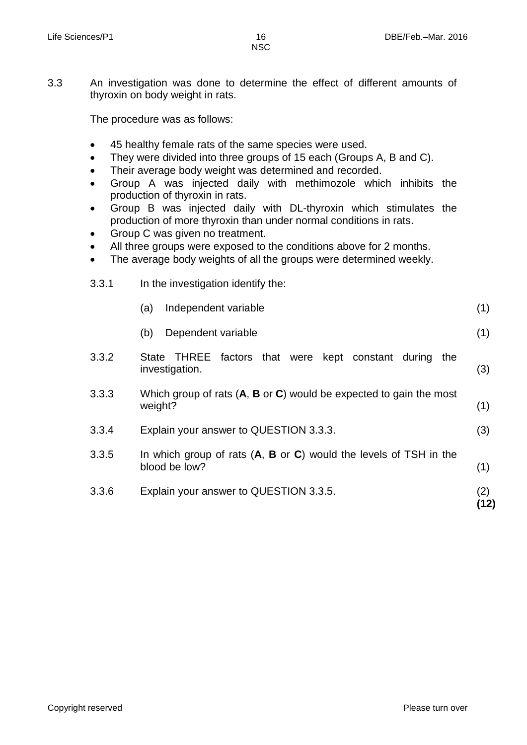3.3 An investigation was done to determine the effect of different amounts of thyroxin on body weight in rats.

The procedure was as follows:

- 45 healthy female rats of the same species were used.
- They were divided into three groups of 15 each (Groups A, B and C).
- Their average body weight was determined and recorded.
- Group A was injected daily with methimozole which inhibits the production of thyroxin in rats.
- Group B was injected daily with DL-thyroxin which stimulates the production of more thyroxin than under normal conditions in rats.
- Group C was given no treatment.
- All three groups were exposed to the conditions above for 2 months.
- The average body weights of all the groups were determined weekly.

3.3.1 In the investigation identify the:

(a) Independent variable (1)

(b) Dependent variable (1)

3.3.2 State THREE factors that were kept constant during the investigation. (3)

3.3.3 Which group of rats (**A**, **B** or **C**) would be expected to gain the most weight? (1)

3.3.4 Explain your answer to QUESTION 3.3.3. (3)

3.3.5 In which group of rats (**A**, **B** or **C**) would the levels of TSH in the blood be low? (1)

3.3.6 Explain your answer to QUESTION 3.3.5. (2)

**(12)**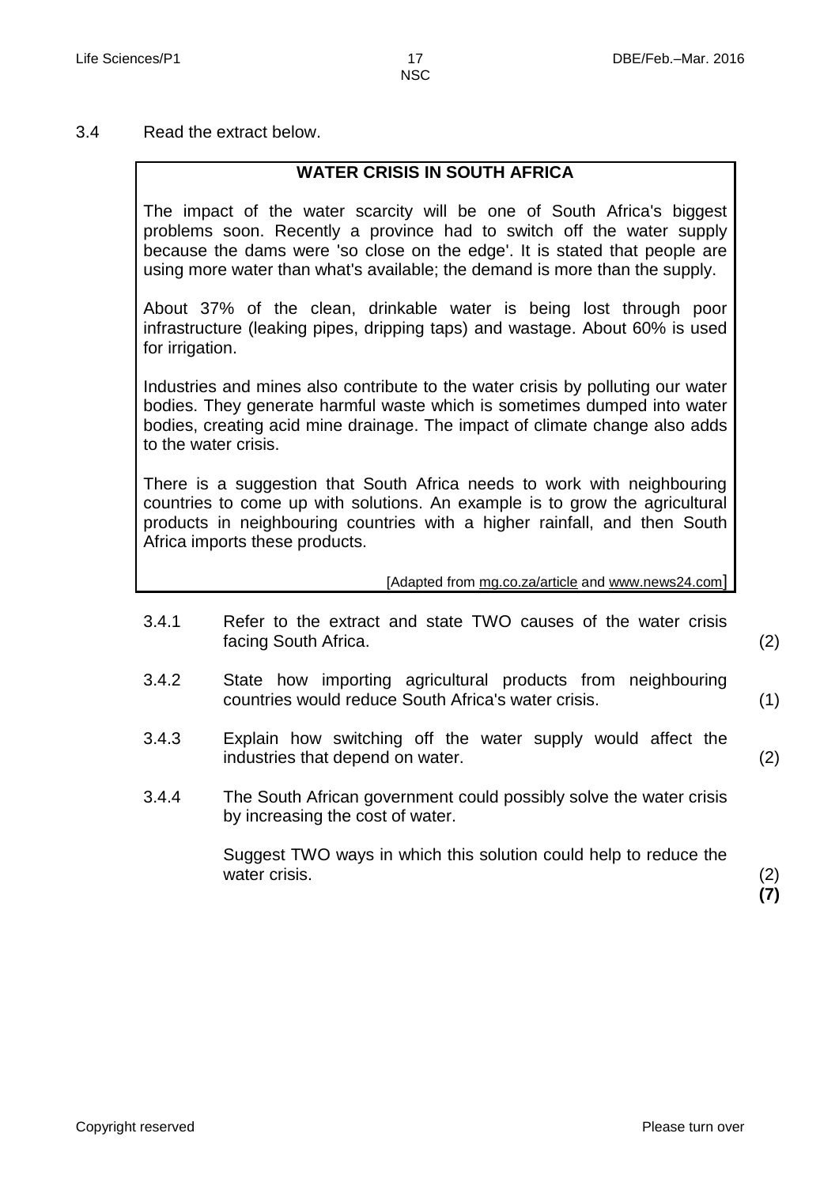3.4 Read the extract below.

**WATER CRISIS IN SOUTH AFRICA**

The impact of the water scarcity will be one of South Africa's biggest problems soon. Recently a province had to switch off the water supply because the dams were 'so close on the edge'. It is stated that people are using more water than what's available; the demand is more than the supply.

About 37% of the clean, drinkable water is being lost through poor infrastructure (leaking pipes, dripping taps) and wastage. About 60% is used for irrigation.

Industries and mines also contribute to the water crisis by polluting our water bodies. They generate harmful waste which is sometimes dumped into water bodies, creating acid mine drainage. The impact of climate change also adds to the water crisis.

There is a suggestion that South Africa needs to work with neighbouring countries to come up with solutions. An example is to grow the agricultural products in neighbouring countries with a higher rainfall, and then South Africa imports these products.

[Adapted from mg.co.za/article and www.news24.com]

3.4.1 Refer to the extract and state TWO causes of the water crisis facing South Africa. (2)

3.4.2 State how importing agricultural products from neighbouring countries would reduce South Africa's water crisis. (1)

3.4.3 Explain how switching off the water supply would affect the industries that depend on water. (2)

3.4.4 The South African government could possibly solve the water crisis by increasing the cost of water.

Suggest TWO ways in which this solution could help to reduce the water crisis. (2)

**(7)**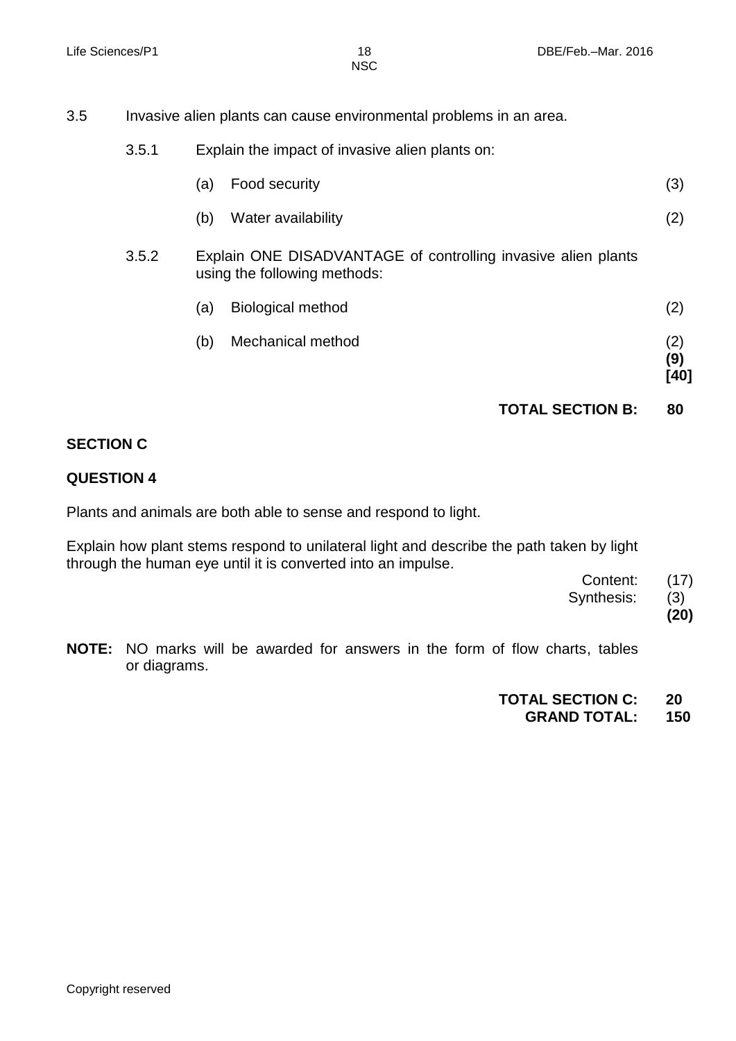3.5 Invasive alien plants can cause environmental problems in an area.

3.5.1 Explain the impact of invasive alien plants on:

(a) Food security (3)

(b) Water availability (2)

3.5.2 Explain ONE DISADVANTAGE of controlling invasive alien plants using the following methods:

(a) Biological method (2)

(b) Mechanical method (2)
**(9)**
**[40]**

**TOTAL SECTION B: 80**

## SECTION C

### QUESTION 4

Plants and animals are both able to sense and respond to light.

Explain how plant stems respond to unilateral light and describe the path taken by light through the human eye until it is converted into an impulse.

Content: (17)
Synthesis: (3)
**(20)**

**NOTE:** NO marks will be awarded for answers in the form of flow charts, tables or diagrams.

**TOTAL SECTION C: 20**
**GRAND TOTAL: 150**